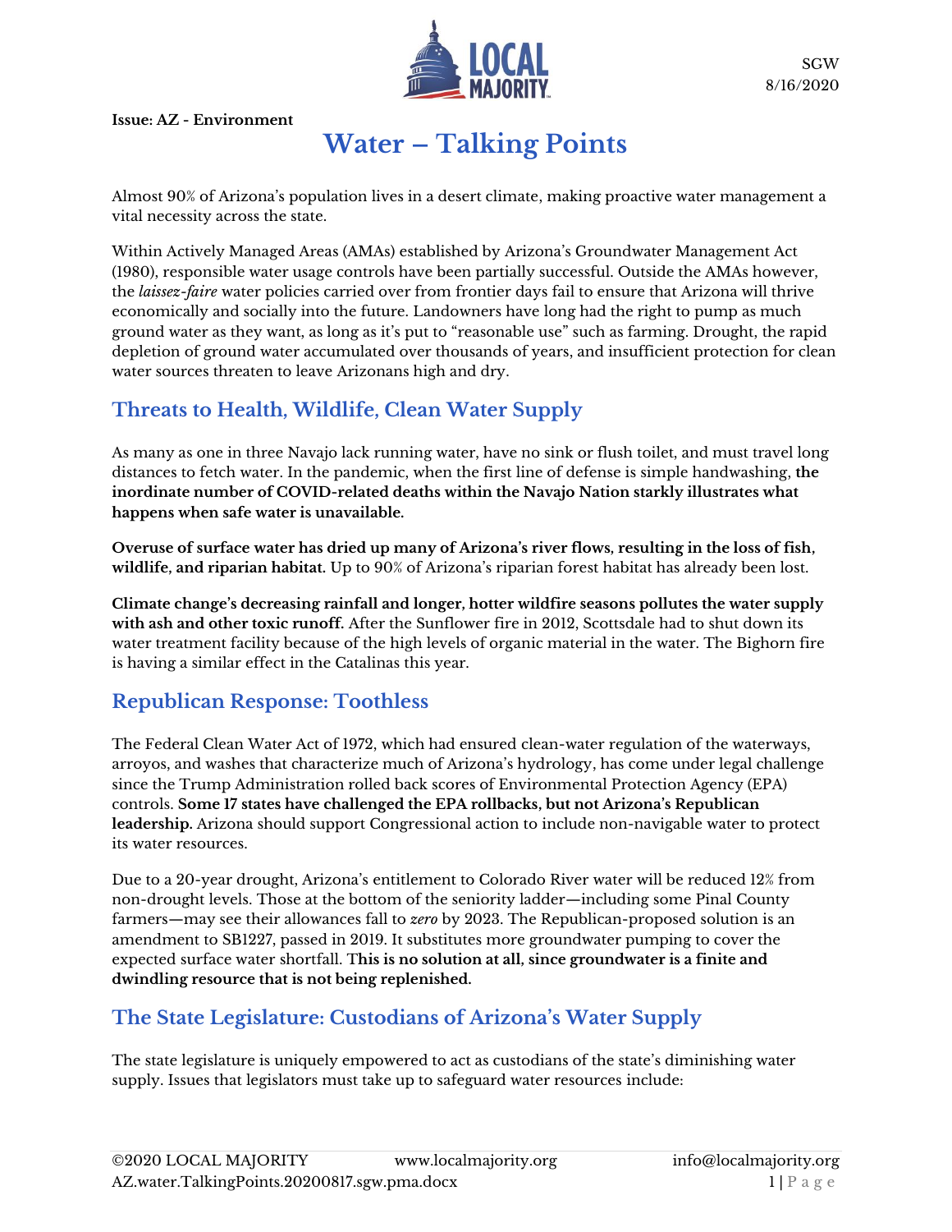SGW
8/16/2020

**Issue: AZ - Environment**

# Water – Talking Points

Almost 90% of Arizona's population lives in a desert climate, making proactive water management a vital necessity across the state.

Within Actively Managed Areas (AMAs) established by Arizona's Groundwater Management Act (1980), responsible water usage controls have been partially successful. Outside the AMAs however, the *laissez-faire* water policies carried over from frontier days fail to ensure that Arizona will thrive economically and socially into the future. Landowners have long had the right to pump as much ground water as they want, as long as it's put to "reasonable use" such as farming. Drought, the rapid depletion of ground water accumulated over thousands of years, and insufficient protection for clean water sources threaten to leave Arizonans high and dry.

## Threats to Health, Wildlife, Clean Water Supply

As many as one in three Navajo lack running water, have no sink or flush toilet, and must travel long distances to fetch water. In the pandemic, when the first line of defense is simple handwashing, **the inordinate number of COVID-related deaths within the Navajo Nation starkly illustrates what happens when safe water is unavailable.**

**Overuse of surface water has dried up many of Arizona's river flows, resulting in the loss of fish, wildlife, and riparian habitat.** Up to 90% of Arizona's riparian forest habitat has already been lost.

**Climate change's decreasing rainfall and longer, hotter wildfire seasons pollutes the water supply with ash and other toxic runoff.** After the Sunflower fire in 2012, Scottsdale had to shut down its water treatment facility because of the high levels of organic material in the water. The Bighorn fire is having a similar effect in the Catalinas this year.

## Republican Response: Toothless

The Federal Clean Water Act of 1972, which had ensured clean-water regulation of the waterways, arroyos, and washes that characterize much of Arizona's hydrology, has come under legal challenge since the Trump Administration rolled back scores of Environmental Protection Agency (EPA) controls. **Some 17 states have challenged the EPA rollbacks, but not Arizona's Republican leadership.** Arizona should support Congressional action to include non-navigable water to protect its water resources.

Due to a 20-year drought, Arizona's entitlement to Colorado River water will be reduced 12% from non-drought levels. Those at the bottom of the seniority ladder—including some Pinal County farmers—may see their allowances fall to *zero* by 2023. The Republican-proposed solution is an amendment to SB1227, passed in 2019. It substitutes more groundwater pumping to cover the expected surface water shortfall. **This is no solution at all, since groundwater is a finite and dwindling resource that is not being replenished.**

## The State Legislature: Custodians of Arizona's Water Supply

The state legislature is uniquely empowered to act as custodians of the state's diminishing water supply. Issues that legislators must take up to safeguard water resources include: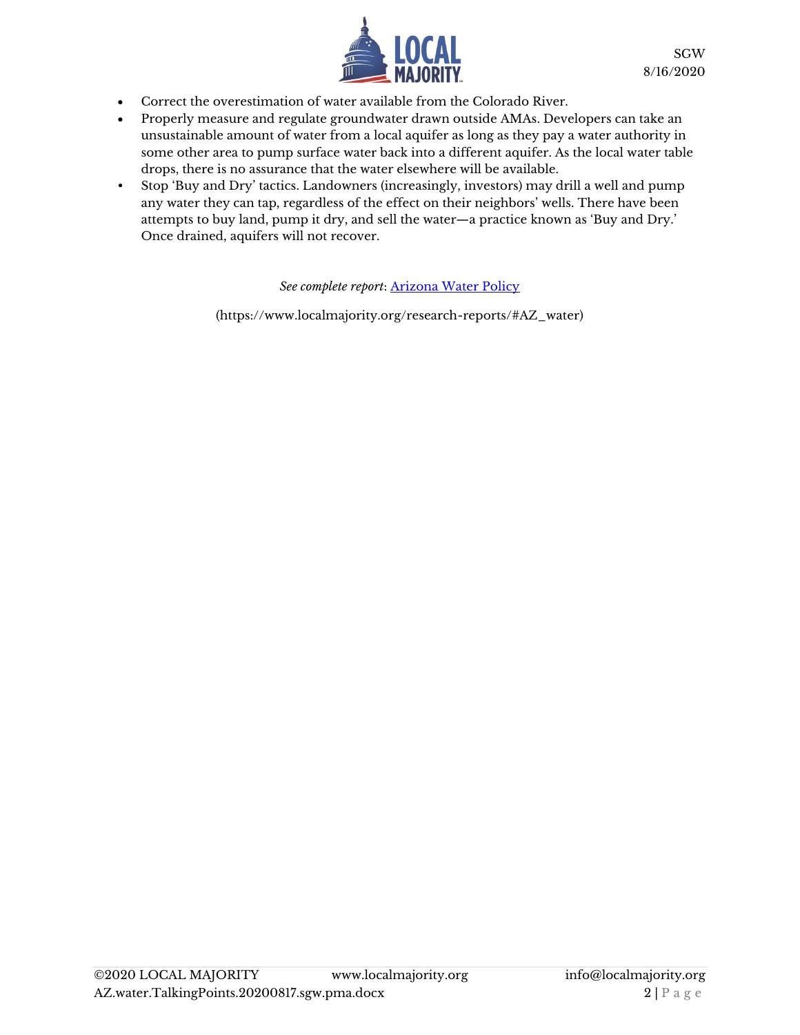- Correct the overestimation of water available from the Colorado River.
- Properly measure and regulate groundwater drawn outside AMAs. Developers can take an unsustainable amount of water from a local aquifer as long as they pay a water authority in some other area to pump surface water back into a different aquifer. As the local water table drops, there is no assurance that the water elsewhere will be available.
- Stop 'Buy and Dry' tactics. Landowners (increasingly, investors) may drill a well and pump any water they can tap, regardless of the effect on their neighbors' wells. There have been attempts to buy land, pump it dry, and sell the water—a practice known as 'Buy and Dry.' Once drained, aquifers will not recover.

*See complete report*: [Arizona Water Policy](https://www.localmajority.org/research-reports/#AZ_water)

(https://www.localmajority.org/research-reports/#AZ_water)